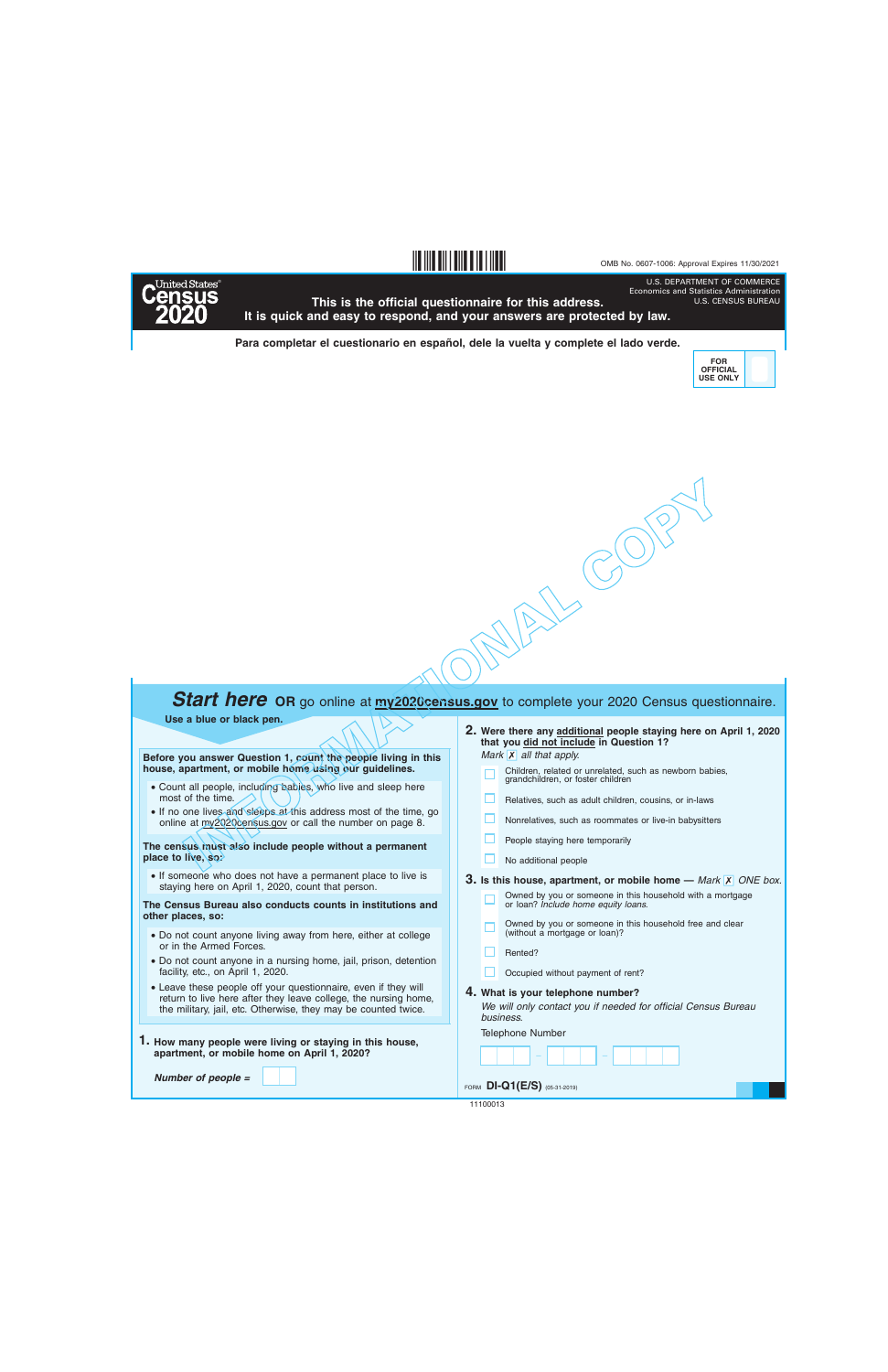OMB No. 0607-1006: Approval Expires 11/30/2021

United States® Census 2020

U.S. DEPARTMENT OF COMMERCE
Economics and Statistics Administration
U.S. CENSUS BUREAU

**This is the official questionnaire for this address.**
**It is quick and easy to respond, and your answers are protected by law.**

**Para completar el cuestionario en español, dele la vuelta y complete el lado verde.**

FOR OFFICIAL USE ONLY

INFORMATIONAL COPY

## *Start here* OR go online at **my2020census.gov** to complete your 2020 Census questionnaire.

**Use a blue or black pen.**

**Before you answer Question 1, count the people living in this house, apartment, or mobile home using our guidelines.**

- Count all people, including babies, who live and sleep here most of the time.
- If no one lives and sleeps at this address most of the time, go online at my2020census.gov or call the number on page 8.

**The census must also include people without a permanent place to live, so:**

- If someone who does not have a permanent place to live is staying here on April 1, 2020, count that person.

**The Census Bureau also conducts counts in institutions and other places, so:**

- Do not count anyone living away from here, either at college or in the Armed Forces.
- Do not count anyone in a nursing home, jail, prison, detention facility, etc., on April 1, 2020.
- Leave these people off your questionnaire, even if they will return to live here after they leave college, the nursing home, the military, jail, etc. Otherwise, they may be counted twice.

**1. How many people were living or staying in this house, apartment, or mobile home on April 1, 2020?**

*Number of people =* ☐☐

**2. Were there any additional people staying here on April 1, 2020 that you did not include in Question 1?**

*Mark* ☒ *all that apply.*

- ☐ Children, related or unrelated, such as newborn babies, grandchildren, or foster children
- ☐ Relatives, such as adult children, cousins, or in-laws
- ☐ Nonrelatives, such as roommates or live-in babysitters
- ☐ People staying here temporarily
- ☐ No additional people

**3. Is this house, apartment, or mobile home —** *Mark* ☒ *ONE box.*

- ☐ Owned by you or someone in this household with a mortgage or loan? *Include home equity loans.*
- ☐ Owned by you or someone in this household free and clear (without a mortgage or loan)?
- ☐ Rented?
- ☐ Occupied without payment of rent?

**4. What is your telephone number?**

*We will only contact you if needed for official Census Bureau business.*

Telephone Number

☐☐☐ – ☐☐☐ – ☐☐☐☐

FORM **DI-Q1(E/S)** (05-31-2019)

11100013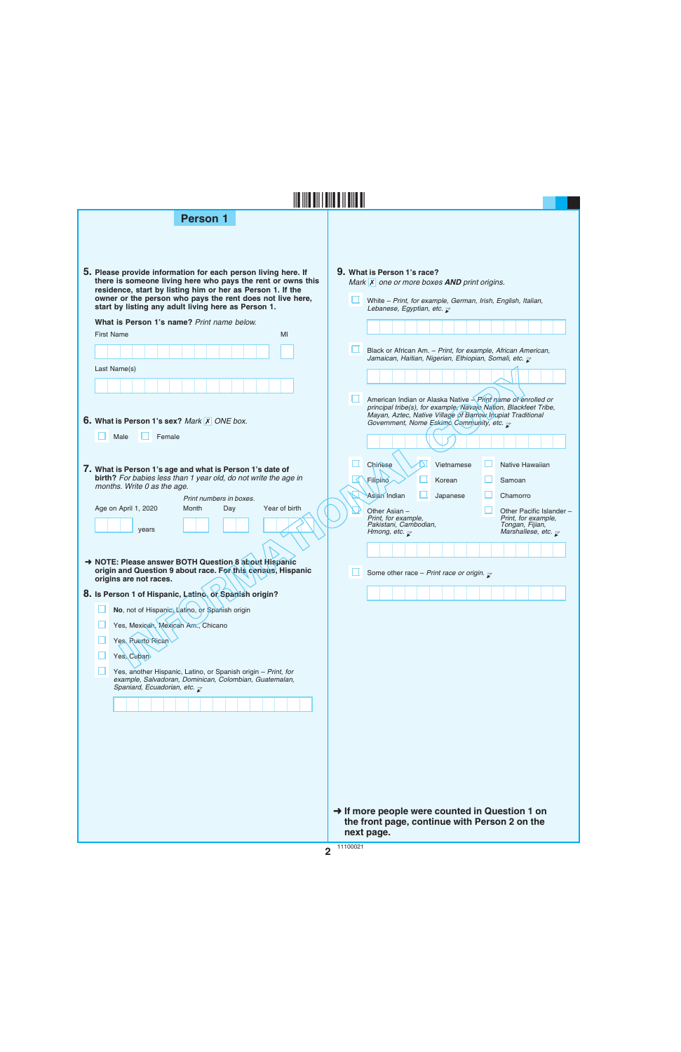## Person 1

**5.** **Please provide information for each person living here. If there is someone living here who pays the rent or owns this residence, start by listing him or her as Person 1. If the owner or the person who pays the rent does not live here, start by listing any adult living here as Person 1.**

**What is Person 1's name?** *Print name below.*

First Name ______________________ MI ___

Last Name(s) ______________________

**6.** **What is Person 1's sex?** *Mark* ☒ *ONE box.*

- ☐ Male
- ☐ Female

**7.** **What is Person 1's age and what is Person 1's date of birth?** *For babies less than 1 year old, do not write the age in months. Write 0 as the age.*

*Print numbers in boxes.*

Age on April 1, 2020 ______ years

Month ___ Day ___ Year of birth ______

➜ **NOTE: Please answer BOTH Question 8 about Hispanic origin and Question 9 about race. For this census, Hispanic origins are not races.**

**8.** **Is Person 1 of Hispanic, Latino, or Spanish origin?**

- ☐ **No**, not of Hispanic, Latino, or Spanish origin
- ☐ Yes, Mexican, Mexican Am., Chicano
- ☐ Yes, Puerto Rican
- ☐ Yes, Cuban
- ☐ Yes, another Hispanic, Latino, or Spanish origin – *Print, for example, Salvadoran, Dominican, Colombian, Guatemalan, Spaniard, Ecuadorian, etc.* ______________________

**9.** **What is Person 1's race?**
*Mark* ☒ *one or more boxes* ***AND*** *print origins.*

- ☐ White – *Print, for example, German, Irish, English, Italian, Lebanese, Egyptian, etc.* ______________________
- ☐ Black or African Am. – *Print, for example, African American, Jamaican, Haitian, Nigerian, Ethiopian, Somali, etc.* ______________________
- ☐ American Indian or Alaska Native – *Print name of enrolled or principal tribe(s), for example, Navajo Nation, Blackfeet Tribe, Mayan, Aztec, Native Village of Barrow Inupiat Traditional Government, Nome Eskimo Community, etc.* ______________________

| | | |
|---|---|---|
| ☐ Chinese | ☐ Vietnamese | ☐ Native Hawaiian |
| ☐ Filipino | ☐ Korean | ☐ Samoan |
| ☐ Asian Indian | ☐ Japanese | ☐ Chamorro |
| ☐ Other Asian – *Print, for example, Pakistani, Cambodian, Hmong, etc.* | | ☐ Other Pacific Islander – *Print, for example, Tongan, Fijian, Marshallese, etc.* |

______________________

- ☐ Some other race – *Print race or origin.* ______________________

➜ **If more people were counted in Question 1 on the front page, continue with Person 2 on the next page.**

INFORMATIONAL COPY

11100021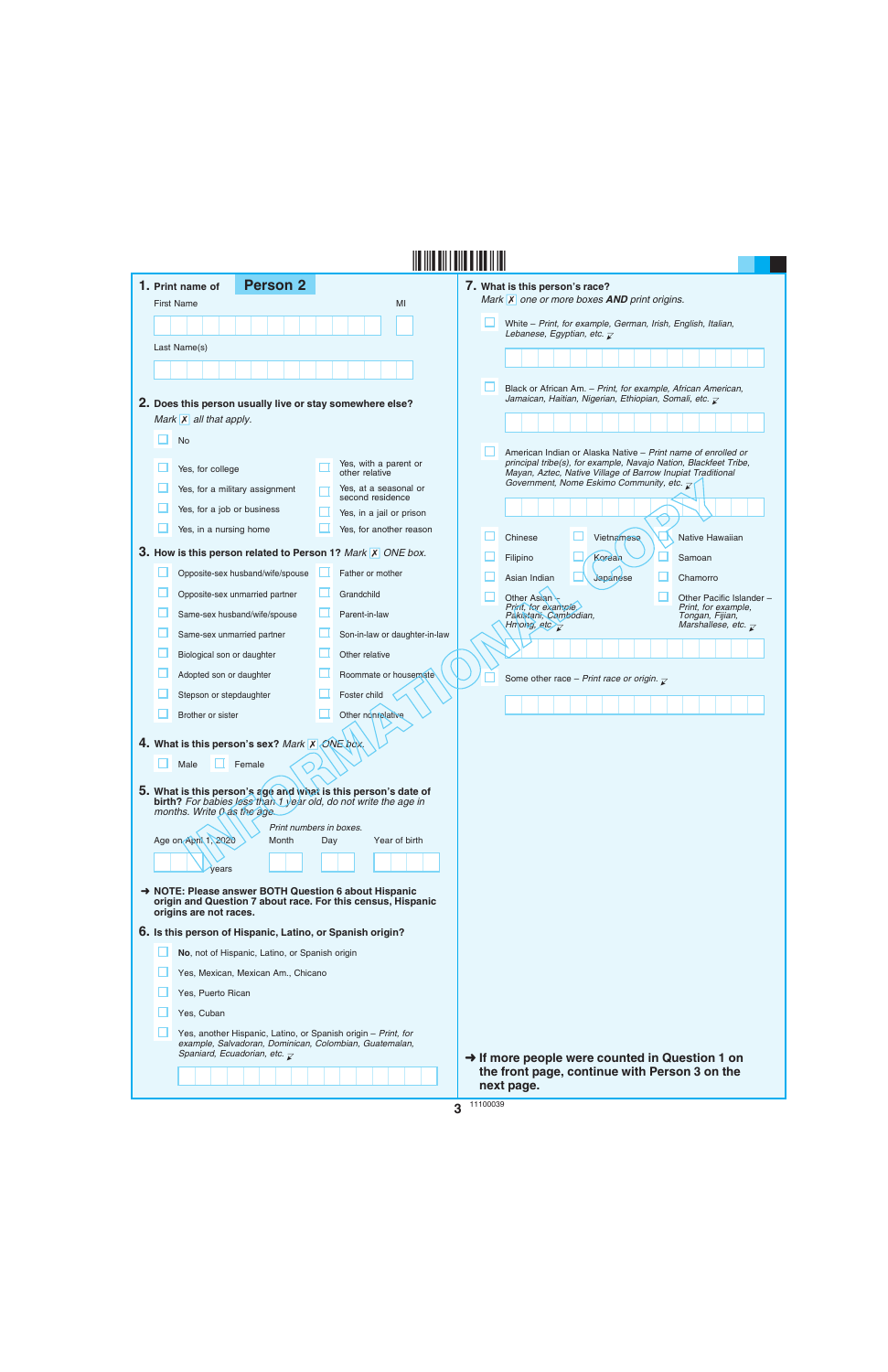**Person 2**

**1.** Print name of **Person 2**

First Name MI

Last Name(s)

**2. Does this person usually live or stay somewhere else?**
*Mark ☒ all that apply.*

- ☐ No
- ☐ Yes, for college
- ☐ Yes, for a military assignment
- ☐ Yes, for a job or business
- ☐ Yes, in a nursing home
- ☐ Yes, with a parent or other relative
- ☐ Yes, at a seasonal or second residence
- ☐ Yes, in a jail or prison
- ☐ Yes, for another reason

**3. How is this person related to Person 1?** *Mark ☒ ONE box.*

- ☐ Opposite-sex husband/wife/spouse
- ☐ Opposite-sex unmarried partner
- ☐ Same-sex husband/wife/spouse
- ☐ Same-sex unmarried partner
- ☐ Biological son or daughter
- ☐ Adopted son or daughter
- ☐ Stepson or stepdaughter
- ☐ Brother or sister
- ☐ Father or mother
- ☐ Grandchild
- ☐ Parent-in-law
- ☐ Son-in-law or daughter-in-law
- ☐ Other relative
- ☐ Roommate or housemate
- ☐ Foster child
- ☐ Other nonrelative

**4. What is this person's sex?** *Mark ☒ ONE box.*

- ☐ Male
- ☐ Female

**5. What is this person's age and what is this person's date of birth?** *For babies less than 1 year old, do not write the age in months. Write 0 as the age.*

Age on April 1, 2020 ____ years

*Print numbers in boxes.*
Month Day Year of birth

→ **NOTE: Please answer BOTH Question 6 about Hispanic origin and Question 7 about race. For this census, Hispanic origins are not races.**

**6. Is this person of Hispanic, Latino, or Spanish origin?**

- ☐ **No**, not of Hispanic, Latino, or Spanish origin
- ☐ Yes, Mexican, Mexican Am., Chicano
- ☐ Yes, Puerto Rican
- ☐ Yes, Cuban
- ☐ Yes, another Hispanic, Latino, or Spanish origin – *Print, for example, Salvadoran, Dominican, Colombian, Guatemalan, Spaniard, Ecuadorian, etc.*

**7. What is this person's race?**
*Mark ☒ one or more boxes **AND** print origins.*

- ☐ White – *Print, for example, German, Irish, English, Italian, Lebanese, Egyptian, etc.*
- ☐ Black or African Am. – *Print, for example, African American, Jamaican, Haitian, Nigerian, Ethiopian, Somali, etc.*
- ☐ American Indian or Alaska Native – *Print name of enrolled or principal tribe(s), for example, Navajo Nation, Blackfeet Tribe, Mayan, Aztec, Native Village of Barrow Inupiat Traditional Government, Nome Eskimo Community, etc.*
- ☐ Chinese
- ☐ Vietnamese
- ☐ Native Hawaiian
- ☐ Filipino
- ☐ Korean
- ☐ Samoan
- ☐ Asian Indian
- ☐ Japanese
- ☐ Chamorro
- ☐ Other Asian – *Print, for example, Pakistani, Cambodian, Hmong, etc.*
- ☐ Other Pacific Islander – *Print, for example, Tongan, Fijian, Marshallese, etc.*
- ☐ Some other race – *Print race or origin.*

→ **If more people were counted in Question 1 on the front page, continue with Person 3 on the next page.**

11100039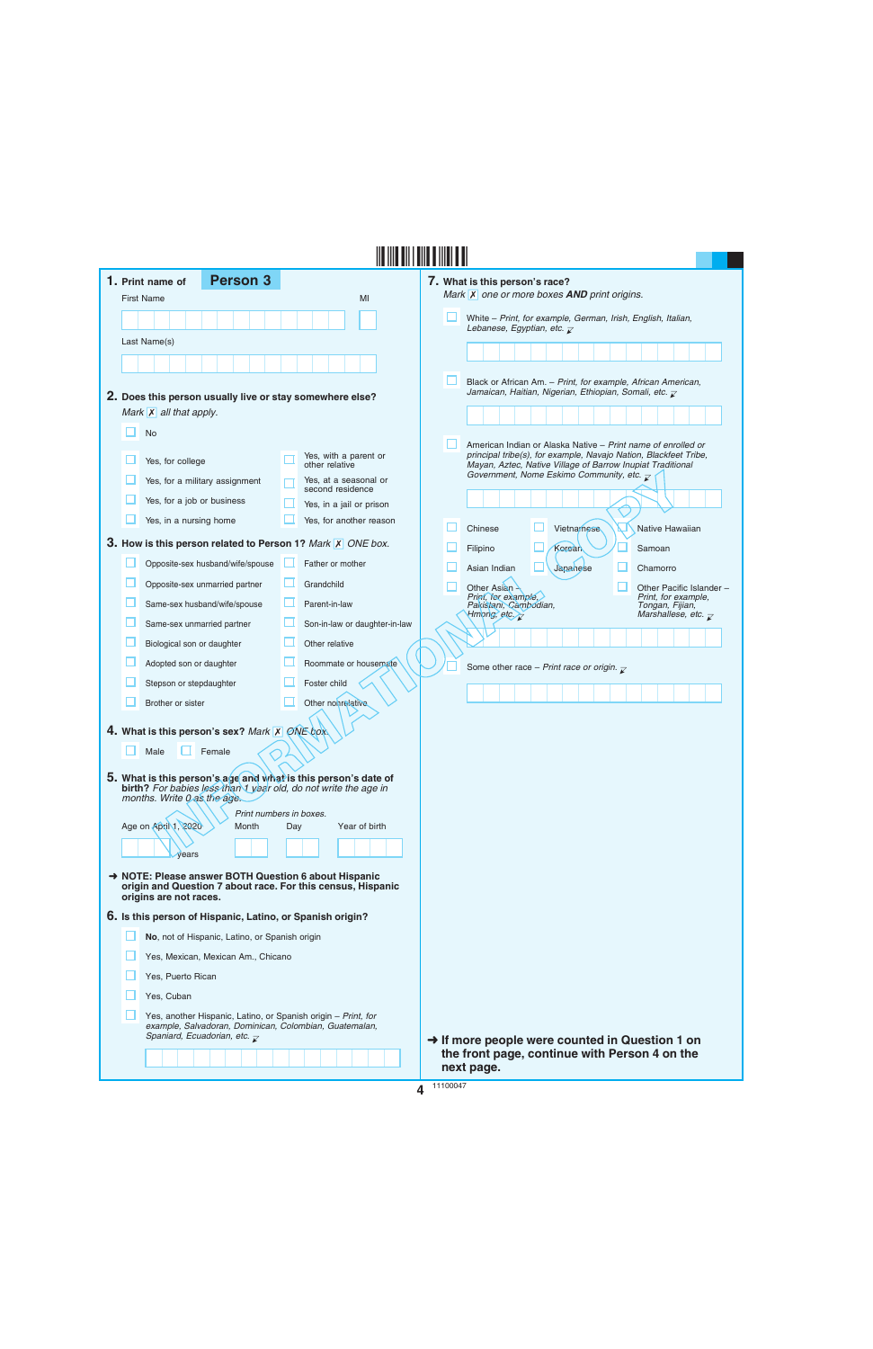**1.** Print name of **Person 3**

First Name | MI

Last Name(s)

**2. Does this person usually live or stay somewhere else?**
*Mark* ☒ *all that apply.*

- ☐ No
- ☐ Yes, for college
- ☐ Yes, for a military assignment
- ☐ Yes, for a job or business
- ☐ Yes, in a nursing home
- ☐ Yes, with a parent or other relative
- ☐ Yes, at a seasonal or second residence
- ☐ Yes, in a jail or prison
- ☐ Yes, for another reason

**3. How is this person related to Person 1?** *Mark* ☒ *ONE box.*

- ☐ Opposite-sex husband/wife/spouse
- ☐ Opposite-sex unmarried partner
- ☐ Same-sex husband/wife/spouse
- ☐ Same-sex unmarried partner
- ☐ Biological son or daughter
- ☐ Adopted son or daughter
- ☐ Stepson or stepdaughter
- ☐ Brother or sister
- ☐ Father or mother
- ☐ Grandchild
- ☐ Parent-in-law
- ☐ Son-in-law or daughter-in-law
- ☐ Other relative
- ☐ Roommate or housemate
- ☐ Foster child
- ☐ Other nonrelative

**4. What is this person's sex?** *Mark* ☒ *ONE box.*

- ☐ Male
- ☐ Female

**5. What is this person's age and what is this person's date of birth?** *For babies less than 1 year old, do not write the age in months. Write 0 as the age.*

*Print numbers in boxes.*

Age on April 1, 2020 ____ years | Month | Day | Year of birth

**➜ NOTE: Please answer BOTH Question 6 about Hispanic origin and Question 7 about race. For this census, Hispanic origins are not races.**

**6. Is this person of Hispanic, Latino, or Spanish origin?**

- ☐ **No**, not of Hispanic, Latino, or Spanish origin
- ☐ Yes, Mexican, Mexican Am., Chicano
- ☐ Yes, Puerto Rican
- ☐ Yes, Cuban
- ☐ Yes, another Hispanic, Latino, or Spanish origin – *Print, for example, Salvadoran, Dominican, Colombian, Guatemalan, Spaniard, Ecuadorian, etc.*

**7. What is this person's race?**
*Mark* ☒ *one or more boxes* ***AND*** *print origins.*

- ☐ White – *Print, for example, German, Irish, English, Italian, Lebanese, Egyptian, etc.*
- ☐ Black or African Am. – *Print, for example, African American, Jamaican, Haitian, Nigerian, Ethiopian, Somali, etc.*
- ☐ American Indian or Alaska Native – *Print name of enrolled or principal tribe(s), for example, Navajo Nation, Blackfeet Tribe, Mayan, Aztec, Native Village of Barrow Inupiat Traditional Government, Nome Eskimo Community, etc.*
- ☐ Chinese
- ☐ Filipino
- ☐ Asian Indian
- ☐ Other Asian – *Print, for example, Pakistani, Cambodian, Hmong, etc.*
- ☐ Vietnamese
- ☐ Korean
- ☐ Japanese
- ☐ Native Hawaiian
- ☐ Samoan
- ☐ Chamorro
- ☐ Other Pacific Islander – *Print, for example, Tongan, Fijian, Marshallese, etc.*
- ☐ Some other race – *Print race or origin.*

**➜ If more people were counted in Question 1 on the front page, continue with Person 4 on the next page.**

INFORMATIONAL COPY

11100047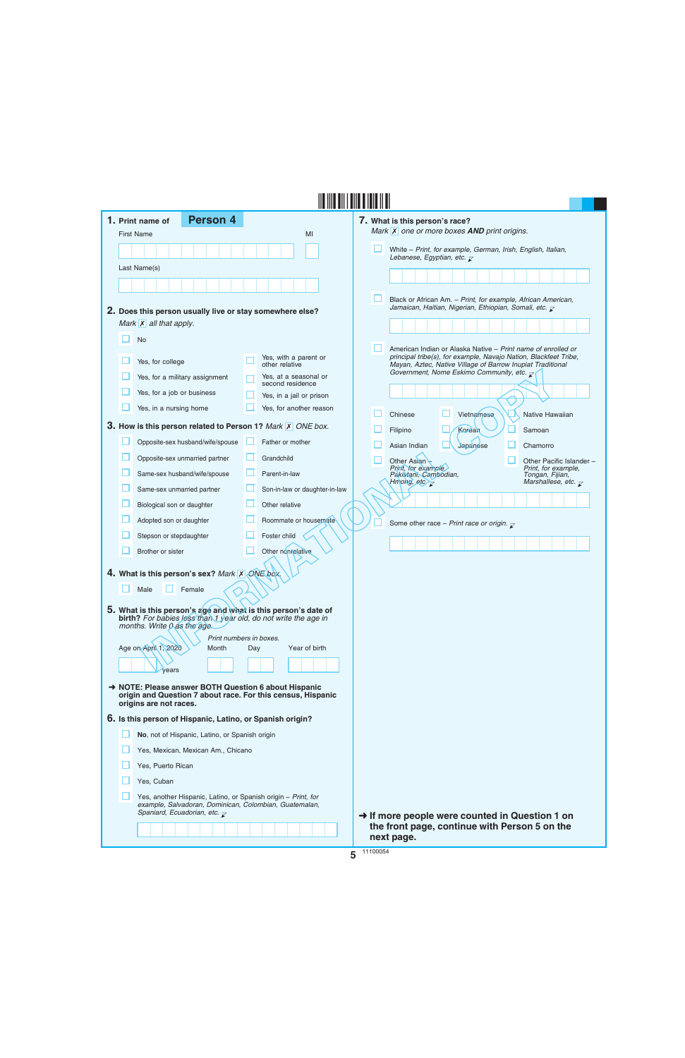## 1. Print name of **Person 4**

First Name MI

Last Name(s)

## 2. Does this person usually live or stay somewhere else?

*Mark ✗ all that apply.*

- ☐ No
- ☐ Yes, for college
- ☐ Yes, for a military assignment
- ☐ Yes, for a job or business
- ☐ Yes, in a nursing home
- ☐ Yes, with a parent or other relative
- ☐ Yes, at a seasonal or second residence
- ☐ Yes, in a jail or prison
- ☐ Yes, for another reason

## 3. How is this person related to Person 1? *Mark ✗ ONE box.*

- ☐ Opposite-sex husband/wife/spouse
- ☐ Opposite-sex unmarried partner
- ☐ Same-sex husband/wife/spouse
- ☐ Same-sex unmarried partner
- ☐ Biological son or daughter
- ☐ Adopted son or daughter
- ☐ Stepson or stepdaughter
- ☐ Brother or sister
- ☐ Father or mother
- ☐ Grandchild
- ☐ Parent-in-law
- ☐ Son-in-law or daughter-in-law
- ☐ Other relative
- ☐ Roommate or housemate
- ☐ Foster child
- ☐ Other nonrelative

## 4. What is this person's sex? *Mark ✗ ONE box.*

- ☐ Male
- ☐ Female

## 5. What is this person's age and what is this person's date of birth? *For babies less than 1 year old, do not write the age in months. Write 0 as the age.*

*Print numbers in boxes.*

Age on April 1, 2020 ___ years

Month Day Year of birth

➜ **NOTE: Please answer BOTH Question 6 about Hispanic origin and Question 7 about race. For this census, Hispanic origins are not races.**

## 6. Is this person of Hispanic, Latino, or Spanish origin?

- ☐ **No**, not of Hispanic, Latino, or Spanish origin
- ☐ Yes, Mexican, Mexican Am., Chicano
- ☐ Yes, Puerto Rican
- ☐ Yes, Cuban
- ☐ Yes, another Hispanic, Latino, or Spanish origin – *Print, for example, Salvadoran, Dominican, Colombian, Guatemalan, Spaniard, Ecuadorian, etc.*

## 7. What is this person's race?

*Mark ✗ one or more boxes **AND** print origins.*

- ☐ White – *Print, for example, German, Irish, English, Italian, Lebanese, Egyptian, etc.*
- ☐ Black or African Am. – *Print, for example, African American, Jamaican, Haitian, Nigerian, Ethiopian, Somali, etc.*
- ☐ American Indian or Alaska Native – *Print name of enrolled or principal tribe(s), for example, Navajo Nation, Blackfeet Tribe, Mayan, Aztec, Native Village of Barrow Inupiat Traditional Government, Nome Eskimo Community, etc.*
- ☐ Chinese
- ☐ Vietnamese
- ☐ Native Hawaiian
- ☐ Filipino
- ☐ Korean
- ☐ Samoan
- ☐ Asian Indian
- ☐ Japanese
- ☐ Chamorro
- ☐ Other Asian – *Print, for example, Pakistani, Cambodian, Hmong, etc.*
- ☐ Other Pacific Islander – *Print, for example, Tongan, Fijian, Marshallese, etc.*
- ☐ Some other race – *Print race or origin.*

➜ **If more people were counted in Question 1 on the front page, continue with Person 5 on the next page.**

11100054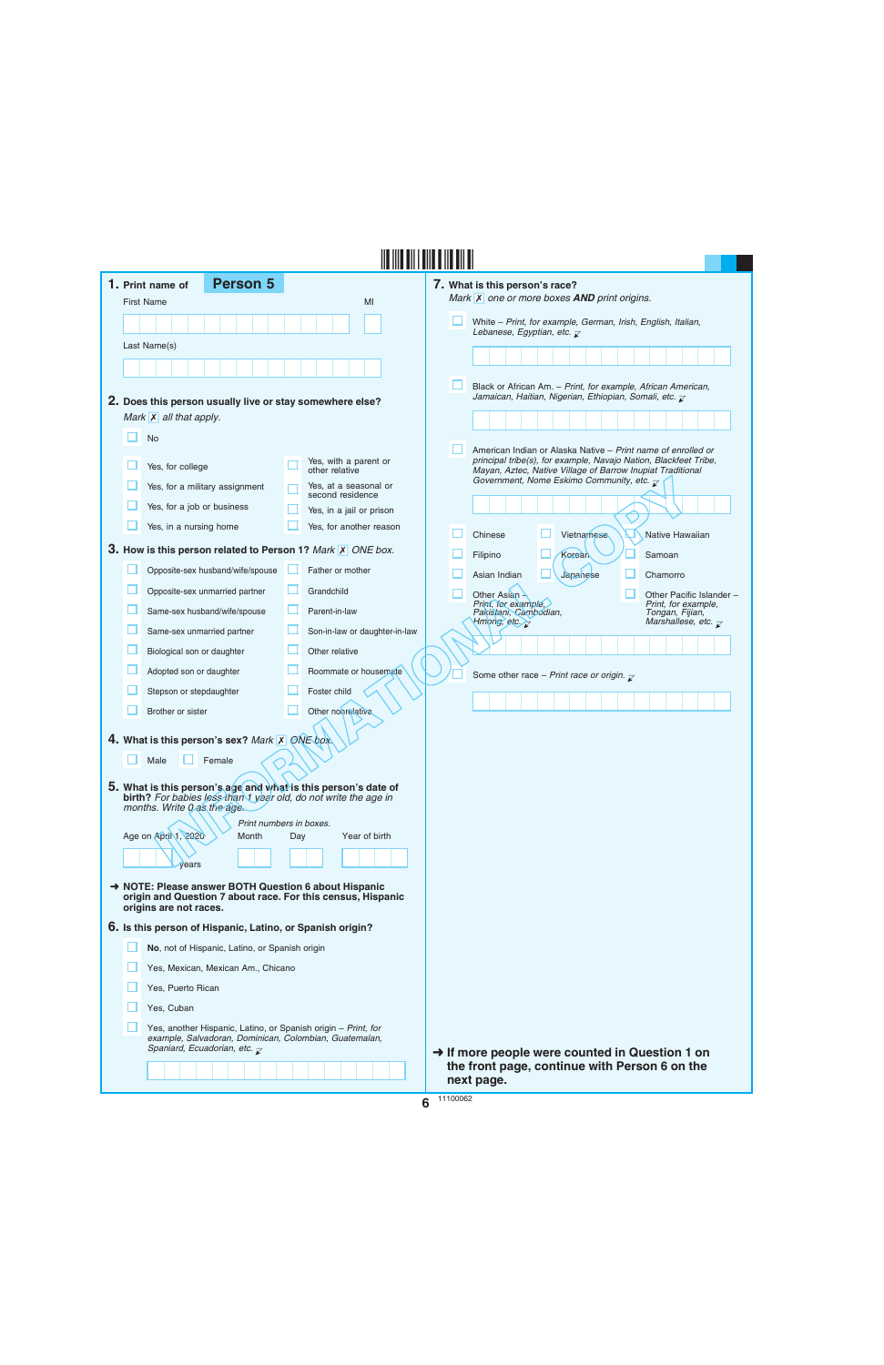## 1. Print name of **Person 5**

First Name MI

Last Name(s)

## 2. Does this person usually live or stay somewhere else?

*Mark ✗ all that apply.*

- ☐ No
- ☐ Yes, for college
- ☐ Yes, for a military assignment
- ☐ Yes, for a job or business
- ☐ Yes, in a nursing home
- ☐ Yes, with a parent or other relative
- ☐ Yes, at a seasonal or second residence
- ☐ Yes, in a jail or prison
- ☐ Yes, for another reason

## 3. How is this person related to Person 1? *Mark ✗ ONE box.*

- ☐ Opposite-sex husband/wife/spouse
- ☐ Opposite-sex unmarried partner
- ☐ Same-sex husband/wife/spouse
- ☐ Same-sex unmarried partner
- ☐ Biological son or daughter
- ☐ Adopted son or daughter
- ☐ Stepson or stepdaughter
- ☐ Brother or sister
- ☐ Father or mother
- ☐ Grandchild
- ☐ Parent-in-law
- ☐ Son-in-law or daughter-in-law
- ☐ Other relative
- ☐ Roommate or housemate
- ☐ Foster child
- ☐ Other nonrelative

## 4. What is this person's sex? *Mark ✗ ONE box.*

- ☐ Male
- ☐ Female

## 5. What is this person's age and what is this person's date of birth? *For babies less than 1 year old, do not write the age in months. Write 0 as the age.*

*Print numbers in boxes.*

Age on April 1, 2020 ____ years | Month | Day | Year of birth

➜ **NOTE: Please answer BOTH Question 6 about Hispanic origin and Question 7 about race. For this census, Hispanic origins are not races.**

## 6. Is this person of Hispanic, Latino, or Spanish origin?

- ☐ **No**, not of Hispanic, Latino, or Spanish origin
- ☐ Yes, Mexican, Mexican Am., Chicano
- ☐ Yes, Puerto Rican
- ☐ Yes, Cuban
- ☐ Yes, another Hispanic, Latino, or Spanish origin – *Print, for example, Salvadoran, Dominican, Colombian, Guatemalan, Spaniard, Ecuadorian, etc.*

## 7. What is this person's race?

*Mark ✗ one or more boxes* ***AND*** *print origins.*

- ☐ White – *Print, for example, German, Irish, English, Italian, Lebanese, Egyptian, etc.*
- ☐ Black or African Am. – *Print, for example, African American, Jamaican, Haitian, Nigerian, Ethiopian, Somali, etc.*
- ☐ American Indian or Alaska Native – *Print name of enrolled or principal tribe(s), for example, Navajo Nation, Blackfeet Tribe, Mayan, Aztec, Native Village of Barrow Inupiat Traditional Government, Nome Eskimo Community, etc.*
- ☐ Chinese
- ☐ Vietnamese
- ☐ Native Hawaiian
- ☐ Filipino
- ☐ Korean
- ☐ Samoan
- ☐ Asian Indian
- ☐ Japanese
- ☐ Chamorro
- ☐ Other Asian – *Print, for example, Pakistani, Cambodian, Hmong, etc.*
- ☐ Other Pacific Islander – *Print, for example, Tongan, Fijian, Marshallese, etc.*
- ☐ Some other race – *Print race or origin.*

➜ **If more people were counted in Question 1 on the front page, continue with Person 6 on the next page.**

INFORMATIONAL COPY

11100062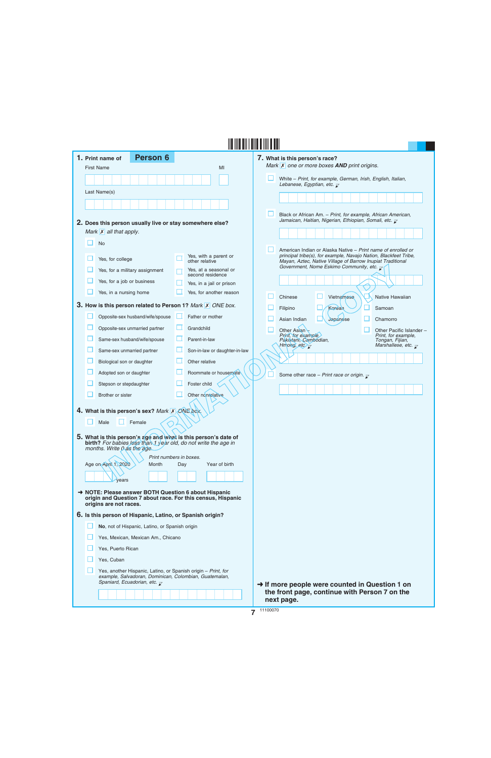**1. Print name of** **Person 6**

First Name

MI

Last Name(s)

**2. Does this person usually live or stay somewhere else?**
*Mark* ☒ *all that apply.*

- ☐ No
- ☐ Yes, for college
- ☐ Yes, for a military assignment
- ☐ Yes, for a job or business
- ☐ Yes, in a nursing home
- ☐ Yes, with a parent or other relative
- ☐ Yes, at a seasonal or second residence
- ☐ Yes, in a jail or prison
- ☐ Yes, for another reason

**3. How is this person related to Person 1?** *Mark* ☒ *ONE box.*

- ☐ Opposite-sex husband/wife/spouse
- ☐ Opposite-sex unmarried partner
- ☐ Same-sex husband/wife/spouse
- ☐ Same-sex unmarried partner
- ☐ Biological son or daughter
- ☐ Adopted son or daughter
- ☐ Stepson or stepdaughter
- ☐ Brother or sister
- ☐ Father or mother
- ☐ Grandchild
- ☐ Parent-in-law
- ☐ Son-in-law or daughter-in-law
- ☐ Other relative
- ☐ Roommate or housemate
- ☐ Foster child
- ☐ Other nonrelative

**4. What is this person's sex?** *Mark* ☒ *ONE box.*

- ☐ Male
- ☐ Female

**5. What is this person's age and what is this person's date of birth?** *For babies less than 1 year old, do not write the age in months. Write 0 as the age.*

*Print numbers in boxes.*

Age on April 1, 2020 ____ years | Month | Day | Year of birth

➜ **NOTE: Please answer BOTH Question 6 about Hispanic origin and Question 7 about race. For this census, Hispanic origins are not races.**

**6. Is this person of Hispanic, Latino, or Spanish origin?**

- ☐ **No**, not of Hispanic, Latino, or Spanish origin
- ☐ Yes, Mexican, Mexican Am., Chicano
- ☐ Yes, Puerto Rican
- ☐ Yes, Cuban
- ☐ Yes, another Hispanic, Latino, or Spanish origin – *Print, for example, Salvadoran, Dominican, Colombian, Guatemalan, Spaniard, Ecuadorian, etc.*

**7. What is this person's race?**
*Mark* ☒ *one or more boxes* ***AND*** *print origins.*

- ☐ White – *Print, for example, German, Irish, English, Italian, Lebanese, Egyptian, etc.*
- ☐ Black or African Am. – *Print, for example, African American, Jamaican, Haitian, Nigerian, Ethiopian, Somali, etc.*
- ☐ American Indian or Alaska Native – *Print name of enrolled or principal tribe(s), for example, Navajo Nation, Blackfeet Tribe, Mayan, Aztec, Native Village of Barrow Inupiat Traditional Government, Nome Eskimo Community, etc.*
- ☐ Chinese
- ☐ Vietnamese
- ☐ Native Hawaiian
- ☐ Filipino
- ☐ Korean
- ☐ Samoan
- ☐ Asian Indian
- ☐ Japanese
- ☐ Chamorro
- ☐ Other Asian – *Print, for example, Pakistani, Cambodian, Hmong, etc.*
- ☐ Other Pacific Islander – *Print, for example, Tongan, Fijian, Marshallese, etc.*
- ☐ Some other race – *Print race or origin.*

➜ **If more people were counted in Question 1 on the front page, continue with Person 7 on the next page.**

INFORMATION COPY

11100070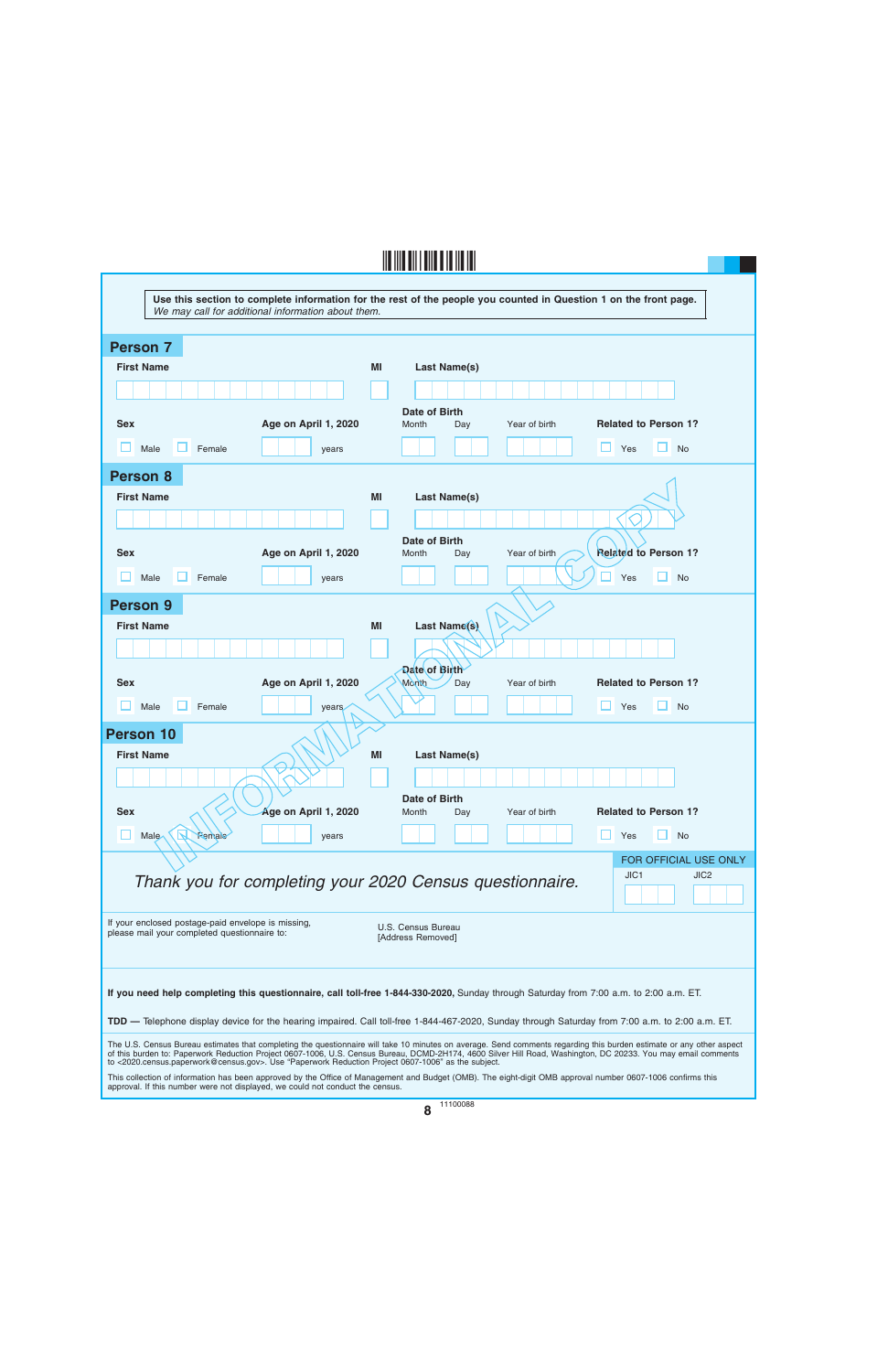Use this section to complete information for the rest of the people you counted in Question 1 on the front page.
*We may call for additional information about them.*

## Person 7

**First Name** | **MI** | **Last Name(s)**

**Sex**
☐ Male ☐ Female

**Age on April 1, 2020**
years

**Date of Birth**
Month | Day | Year of birth

**Related to Person 1?**
☐ Yes ☐ No

## Person 8

**First Name** | **MI** | **Last Name(s)**

**Sex**
☐ Male ☐ Female

**Age on April 1, 2020**
years

**Date of Birth**
Month | Day | Year of birth

**Related to Person 1?**
☐ Yes ☐ No

## Person 9

**First Name** | **MI** | **Last Name(s)**

**Sex**
☐ Male ☐ Female

**Age on April 1, 2020**
years

**Date of Birth**
Month | Day | Year of birth

**Related to Person 1?**
☐ Yes ☐ No

## Person 10

**First Name** | **MI** | **Last Name(s)**

**Sex**
☐ Male ☐ Female

**Age on April 1, 2020**
years

**Date of Birth**
Month | Day | Year of birth

**Related to Person 1?**
☐ Yes ☐ No

INFORMATIONAL COPY

*Thank you for completing your 2020 Census questionnaire.*

FOR OFFICIAL USE ONLY
JIC1 JIC2

If your enclosed postage-paid envelope is missing, please mail your completed questionnaire to:

U.S. Census Bureau
[Address Removed]

**If you need help completing this questionnaire, call toll-free 1-844-330-2020,** Sunday through Saturday from 7:00 a.m. to 2:00 a.m. ET.

**TDD —** Telephone display device for the hearing impaired. Call toll-free 1-844-467-2020, Sunday through Saturday from 7:00 a.m. to 2:00 a.m. ET.

The U.S. Census Bureau estimates that completing the questionnaire will take 10 minutes on average. Send comments regarding this burden estimate or any other aspect of this burden to: Paperwork Reduction Project 0607-1006, U.S. Census Bureau, DCMD-2H174, 4600 Silver Hill Road, Washington, DC 20233. You may email comments to <2020.census.paperwork@census.gov>. Use "Paperwork Reduction Project 0607-1006" as the subject.

This collection of information has been approved by the Office of Management and Budget (OMB). The eight-digit OMB approval number 0607-1006 confirms this approval. If this number were not displayed, we could not conduct the census.

11100088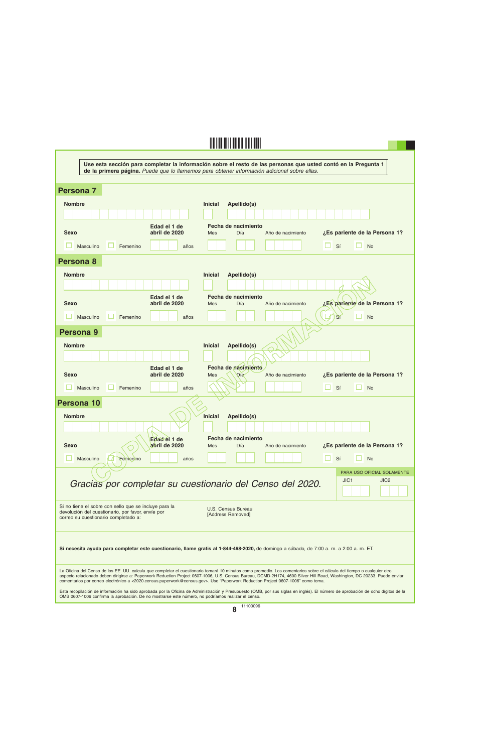**Use esta sección para completar la información sobre el resto de las personas que usted contó en la Pregunta 1 de la primera página.** *Puede que lo llamemos para obtener información adicional sobre ellas.*

## Persona 7

**Nombre** | **Inicial** | **Apellido(s)**

**Sexo**: ☐ Masculino ☐ Femenino

**Edad el 1 de abril de 2020**: ______ años

**Fecha de nacimiento**: Mes ____ Día ____ Año de nacimiento ______

**¿Es pariente de la Persona 1?** ☐ Sí ☐ No

## Persona 8

**Nombre** | **Inicial** | **Apellido(s)**

**Sexo**: ☐ Masculino ☐ Femenino

**Edad el 1 de abril de 2020**: ______ años

**Fecha de nacimiento**: Mes ____ Día ____ Año de nacimiento ______

**¿Es pariente de la Persona 1?** ☐ Sí ☐ No

## Persona 9

**Nombre** | **Inicial** | **Apellido(s)**

**Sexo**: ☐ Masculino ☐ Femenino

**Edad el 1 de abril de 2020**: ______ años

**Fecha de nacimiento**: Mes ____ Día ____ Año de nacimiento ______

**¿Es pariente de la Persona 1?** ☐ Sí ☐ No

## Persona 10

**Nombre** | **Inicial** | **Apellido(s)**

**Sexo**: ☐ Masculino ☐ Femenino

**Edad el 1 de abril de 2020**: ______ años

**Fecha de nacimiento**: Mes ____ Día ____ Año de nacimiento ______

**¿Es pariente de la Persona 1?** ☐ Sí ☐ No

*Gracias por completar su cuestionario del Censo del 2020.*

PARA USO OFICIAL SOLAMENTE

JIC1 | JIC2

Si no tiene el sobre con sello que se incluye para la devolución del cuestionario, por favor, envíe por correo su cuestionario completado a:

U.S. Census Bureau
[Address Removed]

**Si necesita ayuda para completar este cuestionario, llame gratis al 1-844-468-2020,** de domingo a sábado, de 7:00 a. m. a 2:00 a. m. ET.

La Oficina del Censo de los EE. UU. calcula que completar el cuestionario tomará 10 minutos como promedio. Los comentarios sobre el cálculo del tiempo o cualquier otro aspecto relacionado deben dirigirse a: Paperwork Reduction Project 0607-1006, U.S. Census Bureau, DCMD-2H174, 4600 Silver Hill Road, Washington, DC 20233. Puede enviar comentarios por correo electrónico a <2020.census.paperwork@census.gov>. Use "Paperwork Reduction Project 0607-1006" como tema.

Esta recopilación de información ha sido aprobada por la Oficina de Administración y Presupuesto (OMB, por sus siglas en inglés). El número de aprobación de ocho dígitos de la OMB 0607-1006 confirma la aprobación. De no mostrarse este número, no podríamos realizar el censo.

COPIA DE INFORMACIÓN

11100096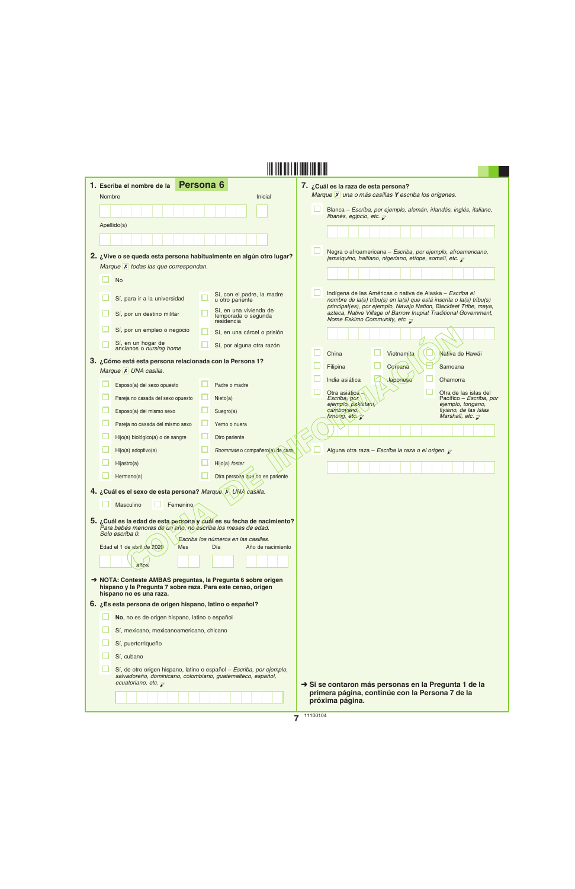**1.** Escriba el nombre de la **Persona 6**

Nombre | Inicial

Apellido(s)

**2. ¿Vive o se queda esta persona habitualmente en algún otro lugar?**
*Marque* ☒ *todas las que correspondan.*

- ☐ No
- ☐ Sí, para ir a la universidad
- ☐ Sí, por un destino militar
- ☐ Sí, por un empleo o negocio
- ☐ Sí, en un hogar de ancianos o *nursing home*
- ☐ Sí, con el padre, la madre u otro pariente
- ☐ Sí, en una vivienda de temporada o segunda residencia
- ☐ Sí, en una cárcel o prisión
- ☐ Sí, por alguna otra razón

**3. ¿Cómo está esta persona relacionada con la Persona 1?**
*Marque* ☒ *UNA casilla.*

- ☐ Esposo(a) del sexo opuesto
- ☐ Pareja no casada del sexo opuesto
- ☐ Esposo(a) del mismo sexo
- ☐ Pareja no casada del mismo sexo
- ☐ Hijo(a) biológico(a) o de sangre
- ☐ Hijo(a) adoptivo(a)
- ☐ Hijastro(a)
- ☐ Hermano(a)
- ☐ Padre o madre
- ☐ Nieto(a)
- ☐ Suegro(a)
- ☐ Yerno o nuera
- ☐ Otro pariente
- ☐ *Roommate* o compañero(a) de casa
- ☐ Hijo(a) *foster*
- ☐ Otra persona que no es pariente

**4. ¿Cuál es el sexo de esta persona?** *Marque* ☒ *UNA casilla.*

- ☐ Masculino
- ☐ Femenino

**5. ¿Cuál es la edad de esta persona y cuál es su fecha de nacimiento?**
*Para bebés menores de un año, no escriba los meses de edad. Solo escriba 0.*

*Escriba los números en las casillas.*

Edad el 1 de abril de 2020 ___ años | Mes | Día | Año de nacimiento

➜ **NOTA: Conteste AMBAS preguntas, la Pregunta 6 sobre origen hispano y la Pregunta 7 sobre raza. Para este censo, origen hispano no es una raza.**

**6. ¿Es esta persona de origen hispano, latino o español?**

- ☐ **No**, no es de origen hispano, latino o español
- ☐ Sí, mexicano, mexicanoamericano, chicano
- ☐ Sí, puertorriqueño
- ☐ Sí, cubano
- ☐ Sí, de otro origen hispano, latino o español – *Escriba, por ejemplo, salvadoreño, dominicano, colombiano, guatemalteco, español, ecuatoriano, etc.*

**7. ¿Cuál es la raza de esta persona?**
*Marque* ☒ *una o más casillas* ***Y*** *escriba los orígenes.*

- ☐ Blanca – *Escriba, por ejemplo, alemán, irlandés, inglés, italiano, libanés, egipcio, etc.*
- ☐ Negra o afroamericana – *Escriba, por ejemplo, afroamericano, jamaiquino, haitiano, nigeriano, etíope, somalí, etc.*
- ☐ Indígena de las Américas o nativa de Alaska – *Escriba el nombre de la(s) tribu(s) en la(s) que está inscrita o la(s) tribu(s) principal(es), por ejemplo, Navajo Nation, Blackfeet Tribe, maya, azteca, Native Village of Barrow Inupiat Traditional Government, Nome Eskimo Community, etc.*
- ☐ China
- ☐ Vietnamita
- ☐ Nativa de Hawái
- ☐ Filipina
- ☐ Coreana
- ☐ Samoana
- ☐ India asiática
- ☐ Japonesa
- ☐ Chamorra
- ☐ Otra asiática – *Escriba, por ejemplo, pakistaní, camboyano, hmong, etc.*
- ☐ Otra de las islas del Pacífico – *Escriba, por ejemplo, tongano, fiyiano, de las Islas Marshall, etc.*
- ☐ Alguna otra raza – *Escriba la raza o el origen.*

➜ **Si se contaron más personas en la Pregunta 1 de la primera página, continúe con la Persona 7 de la próxima página.**

COPIA DE INFORMACIÓN

11100104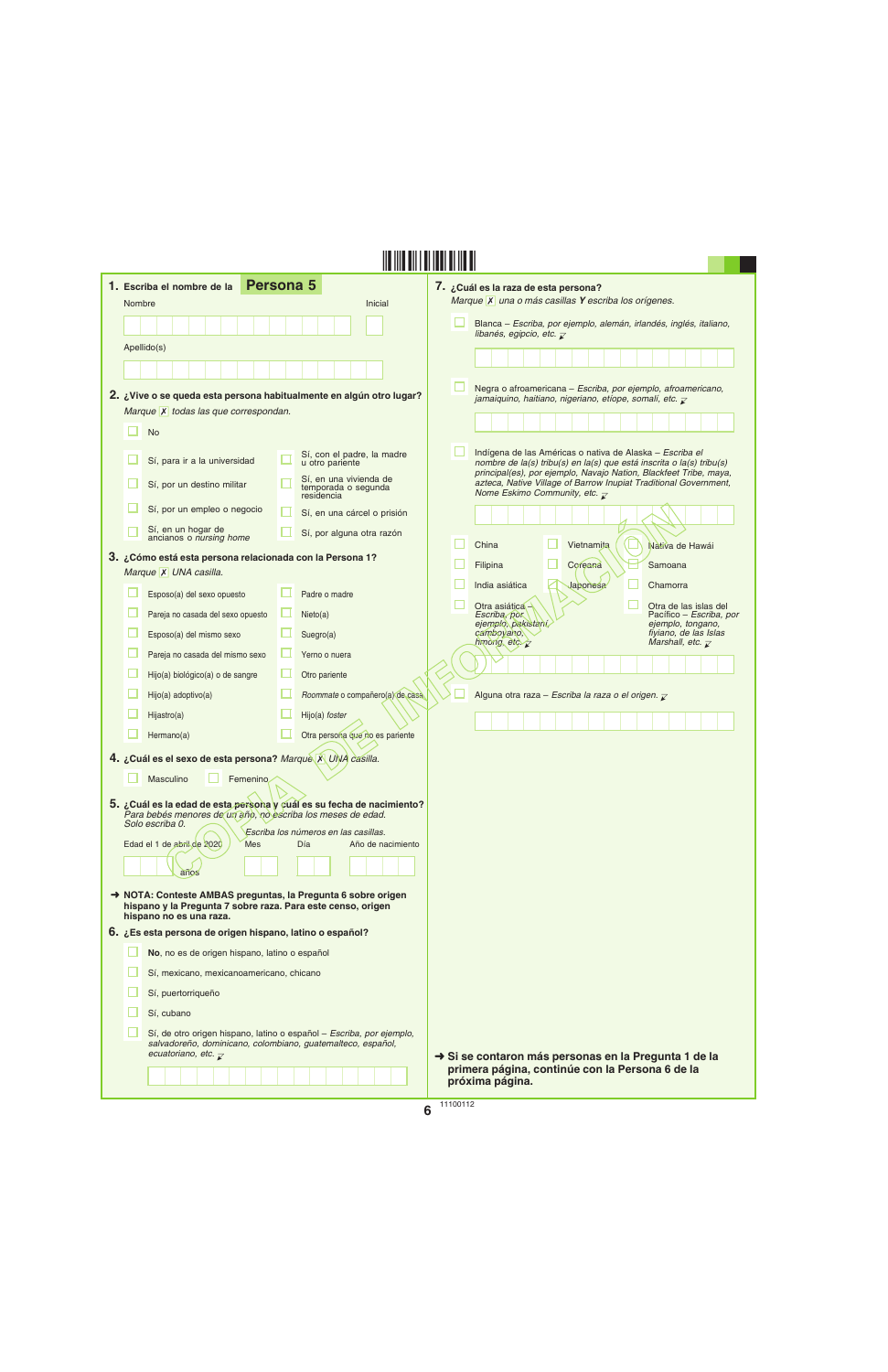## 1. Escriba el nombre de la **Persona 5**

Nombre ☐ Inicial ☐

Apellido(s) ☐

## 2. ¿Vive o se queda esta persona habitualmente en algún otro lugar?

*Marque ✗ todas las que correspondan.*

- ☐ No
- ☐ Sí, para ir a la universidad
- ☐ Sí, por un destino militar
- ☐ Sí, por un empleo o negocio
- ☐ Sí, en un hogar de ancianos o *nursing home*
- ☐ Sí, con el padre, la madre u otro pariente
- ☐ Sí, en una vivienda de temporada o segunda residencia
- ☐ Sí, en una cárcel o prisión
- ☐ Sí, por alguna otra razón

## 3. ¿Cómo está esta persona relacionada con la Persona 1?

*Marque ✗ UNA casilla.*

- ☐ Esposo(a) del sexo opuesto
- ☐ Pareja no casada del sexo opuesto
- ☐ Esposo(a) del mismo sexo
- ☐ Pareja no casada del mismo sexo
- ☐ Hijo(a) biológico(a) o de sangre
- ☐ Hijo(a) adoptivo(a)
- ☐ Hijastro(a)
- ☐ Hermano(a)
- ☐ Padre o madre
- ☐ Nieto(a)
- ☐ Suegro(a)
- ☐ Yerno o nuera
- ☐ Otro pariente
- ☐ *Roommate* o compañero(a) de casa
- ☐ Hijo(a) *foster*
- ☐ Otra persona que no es pariente

## 4. ¿Cuál es el sexo de esta persona? *Marque ✗ UNA casilla.*

- ☐ Masculino
- ☐ Femenino

## 5. ¿Cuál es la edad de esta persona y cuál es su fecha de nacimiento?

*Para bebés menores de un año, no escriba los meses de edad. Solo escriba 0.*

*Escriba los números en las casillas.*

Edad el 1 de abril de 2020 ☐ años | Mes ☐ | Día ☐ | Año de nacimiento ☐

➜ **NOTA: Conteste AMBAS preguntas, la Pregunta 6 sobre origen hispano y la Pregunta 7 sobre raza. Para este censo, origen hispano no es una raza.**

## 6. ¿Es esta persona de origen hispano, latino o español?

- ☐ **No**, no es de origen hispano, latino o español
- ☐ Sí, mexicano, mexicanoamericano, chicano
- ☐ Sí, puertorriqueño
- ☐ Sí, cubano
- ☐ Sí, de otro origen hispano, latino o español – *Escriba, por ejemplo, salvadoreño, dominicano, colombiano, guatemalteco, español, ecuatoriano, etc.* ↙

## 7. ¿Cuál es la raza de esta persona?

*Marque ✗ una o más casillas **Y** escriba los orígenes.*

- ☐ Blanca – *Escriba, por ejemplo, alemán, irlandés, inglés, italiano, libanés, egipcio, etc.* ↙
- ☐ Negra o afroamericana – *Escriba, por ejemplo, afroamericano, jamaiquino, haitiano, nigeriano, etíope, somalí, etc.* ↙
- ☐ Indígena de las Américas o nativa de Alaska – *Escriba el nombre de la(s) tribu(s) en la(s) que está inscrita o la(s) tribu(s) principal(es), por ejemplo, Navajo Nation, Blackfeet Tribe, maya, azteca, Native Village of Barrow Inupiat Traditional Government, Nome Eskimo Community, etc.* ↙
- ☐ China
- ☐ Vietnamita
- ☐ Nativa de Hawái
- ☐ Filipina
- ☐ Coreana
- ☐ Samoana
- ☐ India asiática
- ☐ Japonesa
- ☐ Chamorra
- ☐ Otra asiática – *Escriba, por ejemplo, pakistaní, camboyano, hmong, etc.* ↙
- ☐ Otra de las islas del Pacífico – *Escriba, por ejemplo, tongano, fiyiano, de las Islas Marshall, etc.* ↙
- ☐ Alguna otra raza – *Escriba la raza o el origen.* ↙

➜ **Si se contaron más personas en la Pregunta 1 de la primera página, continúe con la Persona 6 de la próxima página.**

COPIA DE INFORMACIÓN

11100112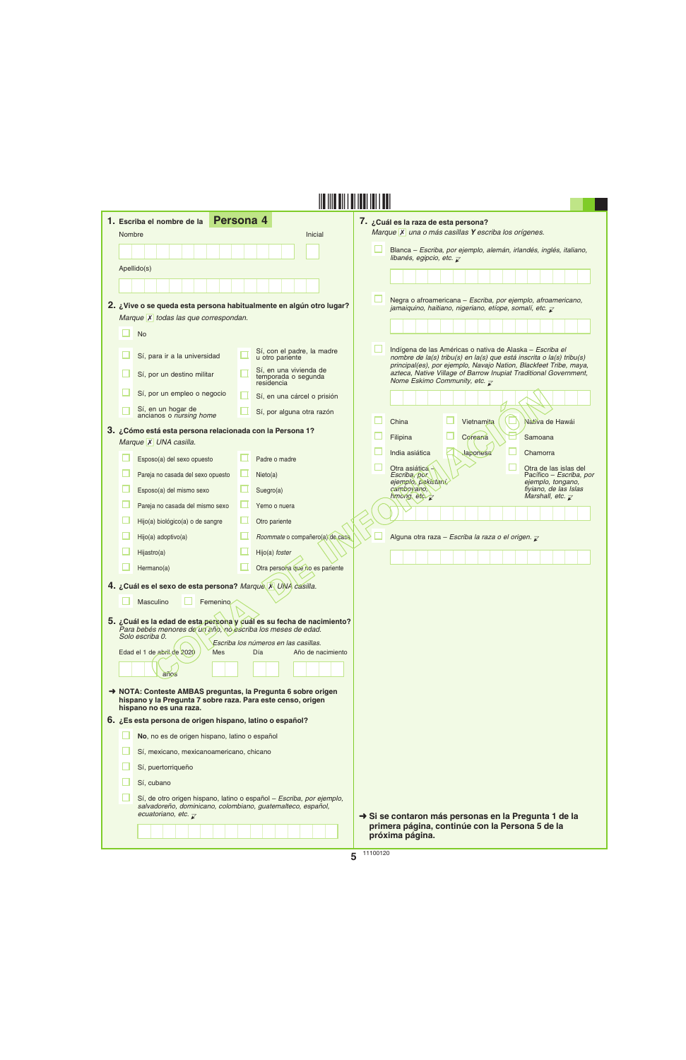**1.** Escriba el nombre de la **Persona 4**

Nombre

Inicial

Apellido(s)

**2.** **¿Vive o se queda esta persona habitualmente en algún otro lugar?**

*Marque ☒ todas las que correspondan.*

☐ No

☐ Sí, para ir a la universidad

☐ Sí, por un destino militar

☐ Sí, por un empleo o negocio

☐ Sí, en un hogar de ancianos o *nursing home*

☐ Sí, con el padre, la madre u otro pariente

☐ Sí, en una vivienda de temporada o segunda residencia

☐ Sí, en una cárcel o prisión

☐ Sí, por alguna otra razón

**3.** **¿Cómo está esta persona relacionada con la Persona 1?**

*Marque ☒ UNA casilla.*

☐ Esposo(a) del sexo opuesto

☐ Pareja no casada del sexo opuesto

☐ Esposo(a) del mismo sexo

☐ Pareja no casada del mismo sexo

☐ Hijo(a) biológico(a) o de sangre

☐ Hijo(a) adoptivo(a)

☐ Hijastro(a)

☐ Hermano(a)

☐ Padre o madre

☐ Nieto(a)

☐ Suegro(a)

☐ Yerno o nuera

☐ Otro pariente

☐ *Roommate* o compañero(a) de casa

☐ Hijo(a) *foster*

☐ Otra persona que no es pariente

**4.** **¿Cuál es el sexo de esta persona?** *Marque ☒ UNA casilla.*

☐ Masculino ☐ Femenino

**5.** **¿Cuál es la edad de esta persona y cuál es su fecha de nacimiento?**

*Para bebés menores de un año, no escriba los meses de edad. Solo escriba 0.*

*Escriba los números en las casillas.*

Edad el 1 de abril de 2020 ______ años

Mes | Día | Año de nacimiento

➜ **NOTA: Conteste AMBAS preguntas, la Pregunta 6 sobre origen hispano y la Pregunta 7 sobre raza. Para este censo, origen hispano no es una raza.**

**6.** **¿Es esta persona de origen hispano, latino o español?**

☐ **No**, no es de origen hispano, latino o español

☐ Sí, mexicano, mexicanoamericano, chicano

☐ Sí, puertorriqueño

☐ Sí, cubano

☐ Sí, de otro origen hispano, latino o español – *Escriba, por ejemplo, salvadoreño, dominicano, colombiano, guatemalteco, español, ecuatoriano, etc.*

**7.** **¿Cuál es la raza de esta persona?**

*Marque ☒ una o más casillas **Y** escriba los orígenes.*

☐ Blanca – *Escriba, por ejemplo, alemán, irlandés, inglés, italiano, libanés, egipcio, etc.*

☐ Negra o afroamericana – *Escriba, por ejemplo, afroamericano, jamaiquino, haitiano, nigeriano, etíope, somalí, etc.*

☐ Indígena de las Américas o nativa de Alaska – *Escriba el nombre de la(s) tribu(s) en la(s) que está inscrita o la(s) tribu(s) principal(es), por ejemplo, Navajo Nation, Blackfeet Tribe, maya, azteca, Native Village of Barrow Inupiat Traditional Government, Nome Eskimo Community, etc.*

☐ China

☐ Filipina

☐ India asiática

☐ Otra asiática – *Escriba, por ejemplo, pakistaní, camboyano, hmong, etc.*

☐ Vietnamita

☐ Coreana

☐ Japonesa

☐ Nativa de Hawái

☐ Samoana

☐ Chamorra

☐ Otra de las islas del Pacífico – *Escriba, por ejemplo, tongano, fiyiano, de las Islas Marshall, etc.*

☐ Alguna otra raza – *Escriba la raza o el origen.*

➜ **Si se contaron más personas en la Pregunta 1 de la primera página, continúe con la Persona 5 de la próxima página.**

11100120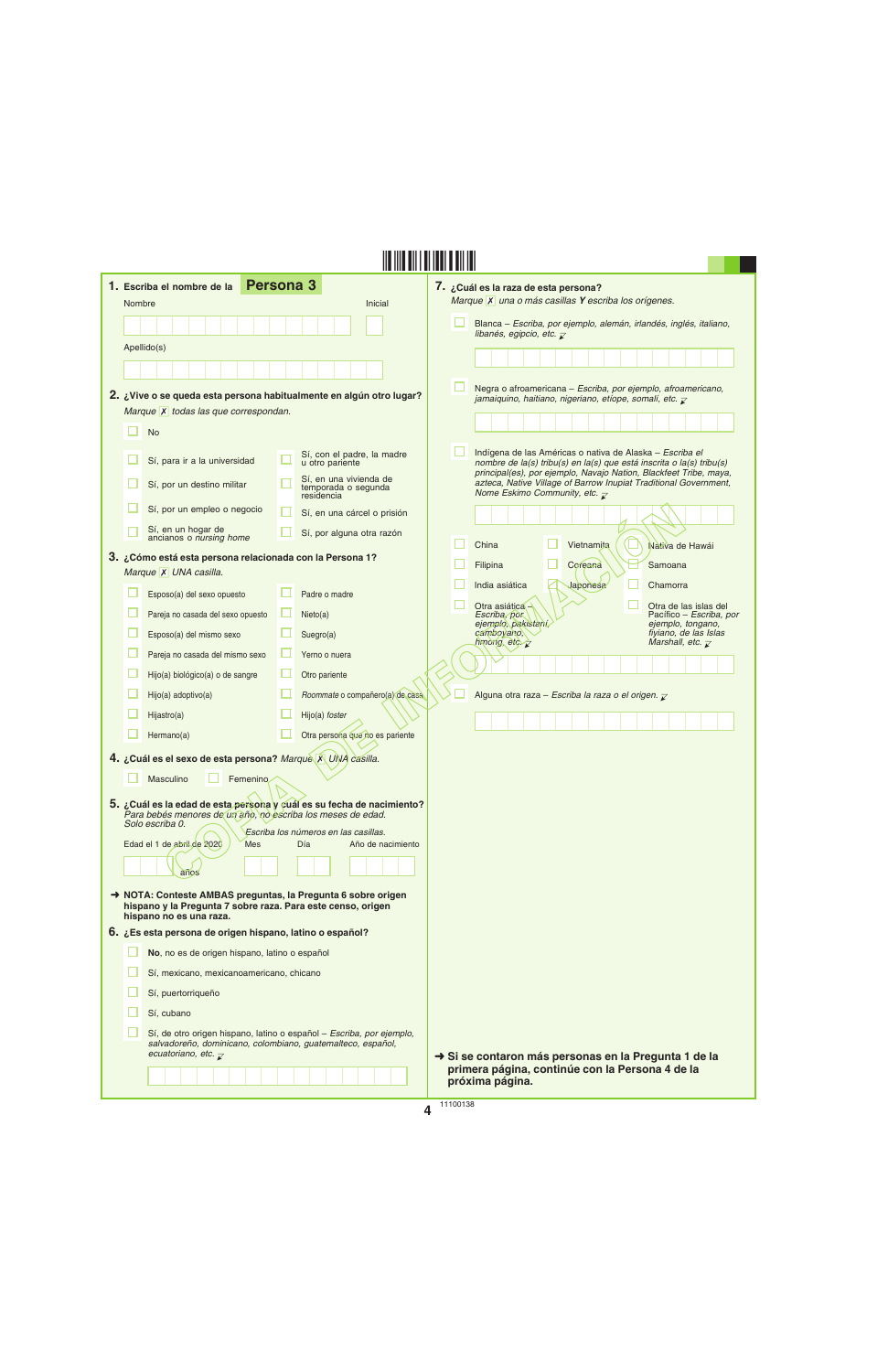## 1. Escriba el nombre de la **Persona 3**

Nombre

Inicial

Apellido(s)

## 2. ¿Vive o se queda esta persona habitualmente en algún otro lugar?

*Marque ✗ todas las que correspondan.*

- ☐ No
- ☐ Sí, para ir a la universidad
- ☐ Sí, por un destino militar
- ☐ Sí, por un empleo o negocio
- ☐ Sí, en un hogar de ancianos o *nursing home*
- ☐ Sí, con el padre, la madre u otro pariente
- ☐ Sí, en una vivienda de temporada o segunda residencia
- ☐ Sí, en una cárcel o prisión
- ☐ Sí, por alguna otra razón

## 3. ¿Cómo está esta persona relacionada con la Persona 1?

*Marque ✗ UNA casilla.*

- ☐ Esposo(a) del sexo opuesto
- ☐ Pareja no casada del sexo opuesto
- ☐ Esposo(a) del mismo sexo
- ☐ Pareja no casada del mismo sexo
- ☐ Hijo(a) biológico(a) o de sangre
- ☐ Hijo(a) adoptivo(a)
- ☐ Hijastro(a)
- ☐ Hermano(a)
- ☐ Padre o madre
- ☐ Nieto(a)
- ☐ Suegro(a)
- ☐ Yerno o nuera
- ☐ Otro pariente
- ☐ *Roommate* o compañero(a) de casa
- ☐ Hijo(a) *foster*
- ☐ Otra persona que no es pariente

## 4. ¿Cuál es el sexo de esta persona? *Marque ✗ UNA casilla.*

- ☐ Masculino
- ☐ Femenino

## 5. ¿Cuál es la edad de esta persona y cuál es su fecha de nacimiento?

*Para bebés menores de un año, no escriba los meses de edad. Solo escriba 0.*

*Escriba los números en las casillas.*

Edad el 1 de abril de 2020 ____ años | Mes | Día | Año de nacimiento

**➜ NOTA: Conteste AMBAS preguntas, la Pregunta 6 sobre origen hispano y la Pregunta 7 sobre raza. Para este censo, origen hispano no es una raza.**

## 6. ¿Es esta persona de origen hispano, latino o español?

- ☐ **No**, no es de origen hispano, latino o español
- ☐ Sí, mexicano, mexicanoamericano, chicano
- ☐ Sí, puertorriqueño
- ☐ Sí, cubano
- ☐ Sí, de otro origen hispano, latino o español – *Escriba, por ejemplo, salvadoreño, dominicano, colombiano, guatemalteco, español, ecuatoriano, etc.*

## 7. ¿Cuál es la raza de esta persona?

*Marque ✗ una o más casillas **Y** escriba los orígenes.*

- ☐ Blanca – *Escriba, por ejemplo, alemán, irlandés, inglés, italiano, libanés, egipcio, etc.*
- ☐ Negra o afroamericana – *Escriba, por ejemplo, afroamericano, jamaiquino, haitiano, nigeriano, etíope, somalí, etc.*
- ☐ Indígena de las Américas o nativa de Alaska – *Escriba el nombre de la(s) tribu(s) en la(s) que está inscrita o la(s) tribu(s) principal(es), por ejemplo, Navajo Nation, Blackfeet Tribe, maya, azteca, Native Village of Barrow Inupiat Traditional Government, Nome Eskimo Community, etc.*
- ☐ China
- ☐ Vietnamita
- ☐ Nativa de Hawái
- ☐ Filipina
- ☐ Coreana
- ☐ Samoana
- ☐ India asiática
- ☐ Japonesa
- ☐ Chamorra
- ☐ Otra asiática – *Escriba, por ejemplo, pakistaní, camboyano, hmong, etc.*
- ☐ Otra de las islas del Pacífico – *Escriba, por ejemplo, tongano, fiyiano, de las Islas Marshall, etc.*
- ☐ Alguna otra raza – *Escriba la raza o el origen.*

**➜ Si se contaron más personas en la Pregunta 1 de la primera página, continúe con la Persona 4 de la próxima página.**

COPIA DE INFORMACIÓN

11100138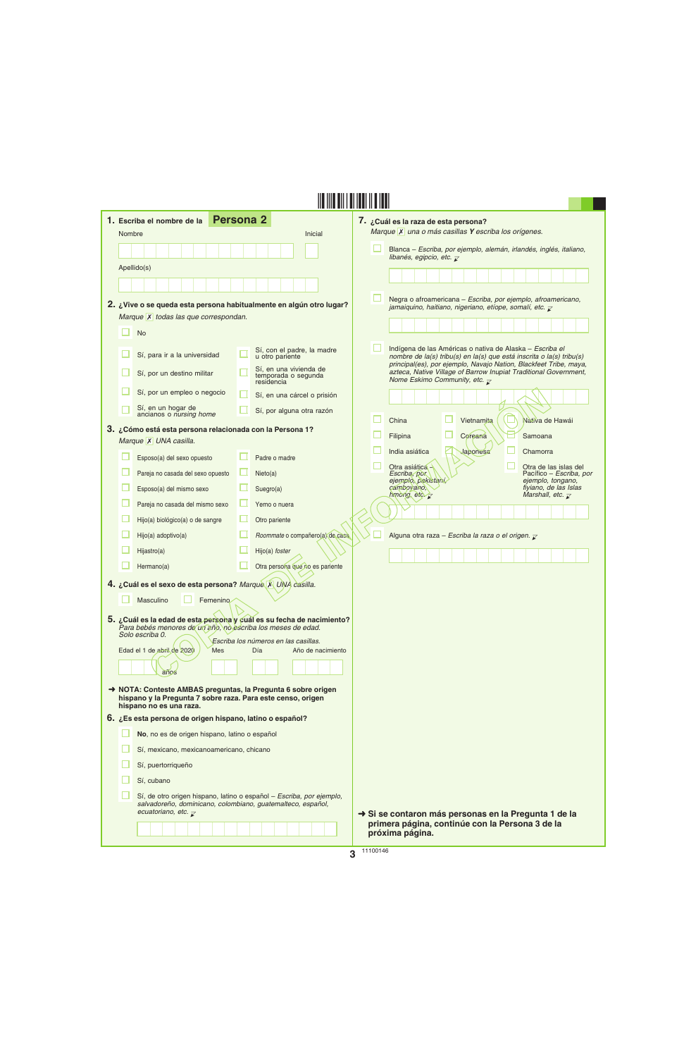**1.** Escriba el nombre de la **Persona 2**

Nombre

Inicial

Apellido(s)

**2. ¿Vive o se queda esta persona habitualmente en algún otro lugar?**

*Marque ✗ todas las que correspondan.*

- ☐ No
- ☐ Sí, para ir a la universidad
- ☐ Sí, por un destino militar
- ☐ Sí, por un empleo o negocio
- ☐ Sí, en un hogar de ancianos o *nursing home*
- ☐ Sí, con el padre, la madre u otro pariente
- ☐ Sí, en una vivienda de temporada o segunda residencia
- ☐ Sí, en una cárcel o prisión
- ☐ Sí, por alguna otra razón

**3. ¿Cómo está esta persona relacionada con la Persona 1?**

*Marque ✗ UNA casilla.*

- ☐ Esposo(a) del sexo opuesto
- ☐ Pareja no casada del sexo opuesto
- ☐ Esposo(a) del mismo sexo
- ☐ Pareja no casada del mismo sexo
- ☐ Hijo(a) biológico(a) o de sangre
- ☐ Hijo(a) adoptivo(a)
- ☐ Hijastro(a)
- ☐ Hermano(a)
- ☐ Padre o madre
- ☐ Nieto(a)
- ☐ Suegro(a)
- ☐ Yerno o nuera
- ☐ Otro pariente
- ☐ *Roommate* o compañero(a) de casa
- ☐ Hijo(a) *foster*
- ☐ Otra persona que no es pariente

**4. ¿Cuál es el sexo de esta persona?** *Marque ✗ UNA casilla.*

- ☐ Masculino
- ☐ Femenino

**5. ¿Cuál es la edad de esta persona y cuál es su fecha de nacimiento?**

*Para bebés menores de un año, no escriba los meses de edad. Solo escriba 0.*

*Escriba los números en las casillas.*

Edad el 1 de abril de 2020 — años

Mes — Día — Año de nacimiento

➜ **NOTA: Conteste AMBAS preguntas, la Pregunta 6 sobre origen hispano y la Pregunta 7 sobre raza. Para este censo, origen hispano no es una raza.**

**6. ¿Es esta persona de origen hispano, latino o español?**

- ☐ **No**, no es de origen hispano, latino o español
- ☐ Sí, mexicano, mexicanoamericano, chicano
- ☐ Sí, puertorriqueño
- ☐ Sí, cubano
- ☐ Sí, de otro origen hispano, latino o español – *Escriba, por ejemplo, salvadoreño, dominicano, colombiano, guatemalteco, español, ecuatoriano, etc.*

**7. ¿Cuál es la raza de esta persona?**

*Marque ✗ una o más casillas **Y** escriba los orígenes.*

- ☐ Blanca – *Escriba, por ejemplo, alemán, irlandés, inglés, italiano, libanés, egipcio, etc.*
- ☐ Negra o afroamericana – *Escriba, por ejemplo, afroamericano, jamaiquino, haitiano, nigeriano, etíope, somalí, etc.*
- ☐ Indígena de las Américas o nativa de Alaska – *Escriba el nombre de la(s) tribu(s) en la(s) que está inscrita o la(s) tribu(s) principal(es), por ejemplo, Navajo Nation, Blackfeet Tribe, maya, azteca, Native Village of Barrow Inupiat Traditional Government, Nome Eskimo Community, etc.*
- ☐ China
- ☐ Vietnamita
- ☐ Nativa de Hawái
- ☐ Filipina
- ☐ Coreana
- ☐ Samoana
- ☐ India asiática
- ☐ Japonesa
- ☐ Chamorra
- ☐ Otra asiática – *Escriba, por ejemplo, pakistaní, camboyano, hmong, etc.*
- ☐ Otra de las islas del Pacífico – *Escriba, por ejemplo, tongano, fiyiano, de las Islas Marshall, etc.*
- ☐ Alguna otra raza – *Escriba la raza o el origen.*

➜ **Si se contaron más personas en la Pregunta 1 de la primera página, continúe con la Persona 3 de la próxima página.**

11100146

COPIA DE INFORMACIÓN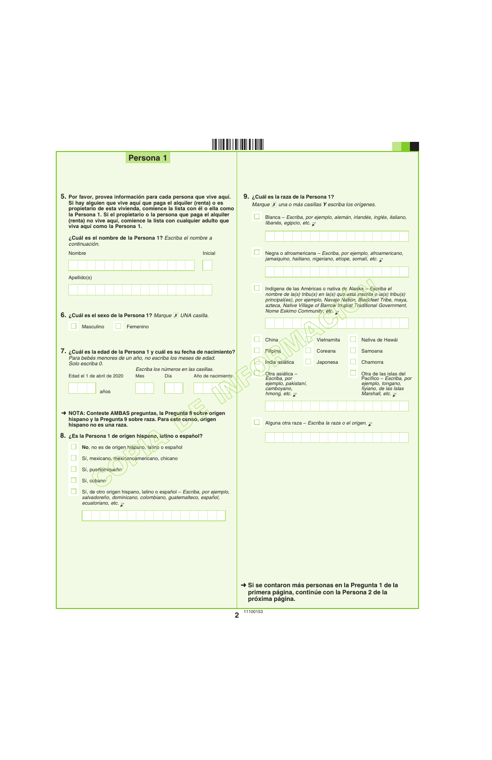## Persona 1

**5.** **Por favor, provea información para cada persona que vive aquí. Si hay alguien que vive aquí que paga el alquiler (renta) o es propietario de esta vivienda, comience la lista con él o ella como la Persona 1. Si el propietario o la persona que paga el alquiler (renta) no vive aquí, comience la lista con cualquier adulto que viva aquí como la Persona 1.**

**¿Cuál es el nombre de la Persona 1?** *Escriba el nombre a continuación.*

Nombre ______________________ Inicial ___

Apellido(s) ______________________

**6.** **¿Cuál es el sexo de la Persona 1?** *Marque* ☒ *UNA casilla.*

- ☐ Masculino
- ☐ Femenino

**7.** **¿Cuál es la edad de la Persona 1 y cuál es su fecha de nacimiento?**
*Para bebés menores de un año, no escriba los meses de edad. Solo escriba 0.*

*Escriba los números en las casillas.*

| Edad el 1 de abril de 2020 | Mes | Día | Año de nacimiento |
|---|---|---|---|
| ___ años | | | |

➜ **NOTA: Conteste AMBAS preguntas, la Pregunta 8 sobre origen hispano y la Pregunta 9 sobre raza. Para este censo, origen hispano no es una raza.**

**8.** **¿Es la Persona 1 de origen hispano, latino o español?**

- ☐ **No**, no es de origen hispano, latino o español
- ☐ Sí, mexicano, mexicanoamericano, chicano
- ☐ Sí, puertorriqueño
- ☐ Sí, cubano
- ☐ Sí, de otro origen hispano, latino o español – *Escriba, por ejemplo, salvadoreño, dominicano, colombiano, guatemalteco, español, ecuatoriano, etc.*

______________________

**9.** **¿Cuál es la raza de la Persona 1?**
*Marque* ☒ *una o más casillas* ***Y*** *escriba los orígenes.*

- ☐ Blanca – *Escriba, por ejemplo, alemán, irlandés, inglés, italiano, libanés, egipcio, etc.*

______________________

- ☐ Negra o afroamericana – *Escriba, por ejemplo, afroamericano, jamaiquino, haitiano, nigeriano, etíope, somalí, etc.*

______________________

- ☐ Indígena de las Américas o nativa de Alaska – *Escriba el nombre de la(s) tribu(s) en la(s) que está inscrita o la(s) tribu(s) principal(es), por ejemplo, Navajo Nation, Blackfeet Tribe, maya, azteca, Native Village of Barrow Inupiat Traditional Government, Nome Eskimo Community, etc.*

______________________

- ☐ China
- ☐ Vietnamita
- ☐ Nativa de Hawái
- ☐ Filipina
- ☐ Coreana
- ☐ Samoana
- ☐ India asiática
- ☐ Japonesa
- ☐ Chamorra
- ☐ Otra asiática – *Escriba, por ejemplo, pakistaní, camboyano, hmong, etc.*
- ☐ Otra de las islas del Pacífico – *Escriba, por ejemplo, tongano, fiyiano, de las Islas Marshall, etc.*

______________________

- ☐ Alguna otra raza – *Escriba la raza o el origen.*

______________________

➜ **Si se contaron más personas en la Pregunta 1 de la primera página, continúe con la Persona 2 de la próxima página.**

11100153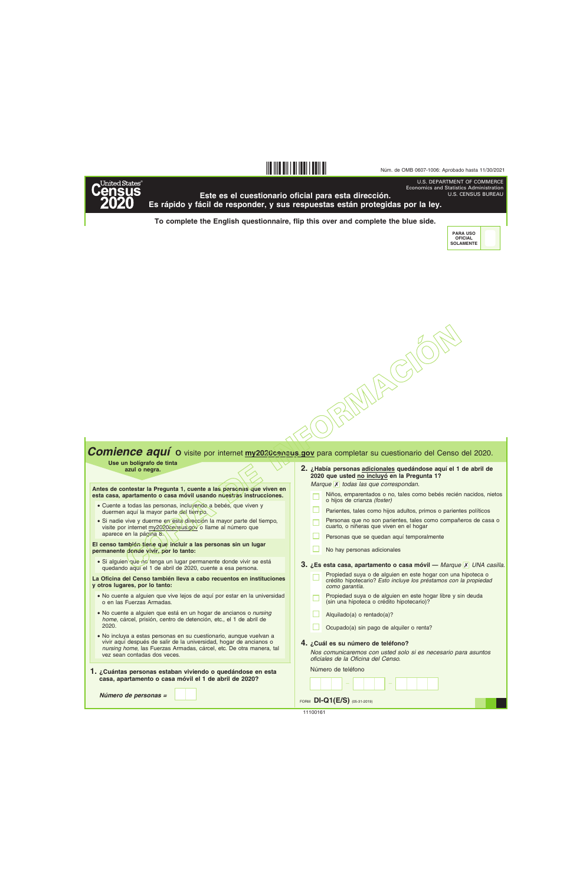Núm. de OMB 0607-1006: Aprobado hasta 11/30/2021

United States® Census 2020

U.S. DEPARTMENT OF COMMERCE
Economics and Statistics Administration
U.S. CENSUS BUREAU

**Este es el cuestionario oficial para esta dirección.**
**Es rápido y fácil de responder, y sus respuestas están protegidas por la ley.**

**To complete the English questionnaire, flip this over and complete the blue side.**

PARA USO OFICIAL SOLAMENTE

COPIA DE INFORMACIÓN

## *Comience aquí* o visite por internet **my2020census.gov** para completar su cuestionario del Censo del 2020.

**Use un bolígrafo de tinta azul o negra.**

**Antes de contestar la Pregunta 1, cuente a las personas que viven en esta casa, apartamento o casa móvil usando nuestras instrucciones.**

- Cuente a todas las personas, incluyendo a bebés, que viven y duermen aquí la mayor parte del tiempo.
- Si nadie vive y duerme en esta dirección la mayor parte del tiempo, visite por internet my2020census.gov o llame al número que aparece en la página 8.

**El censo también tiene que incluir a las personas sin un lugar permanente donde vivir, por lo tanto:**

- Si alguien que no tenga un lugar permanente donde vivir se está quedando aquí el 1 de abril de 2020, cuente a esa persona.

**La Oficina del Censo también lleva a cabo recuentos en instituciones y otros lugares, por lo tanto:**

- No cuente a alguien que vive lejos de aquí por estar en la universidad o en las Fuerzas Armadas.
- No cuente a alguien que está en un hogar de ancianos o *nursing home*, cárcel, prisión, centro de detención, etc., el 1 de abril de 2020.
- No incluya a estas personas en su cuestionario, aunque vuelvan a vivir aquí después de salir de la universidad, hogar de ancianos o *nursing home*, las Fuerzas Armadas, cárcel, etc. De otra manera, tal vez sean contadas dos veces.

**1. ¿Cuántas personas estaban viviendo o quedándose en esta casa, apartamento o casa móvil el 1 de abril de 2020?**

***Número de personas =*** ☐☐

**2. ¿Había personas adicionales quedándose aquí el 1 de abril de 2020 que usted no incluyó en la Pregunta 1?**

*Marque* ☒ *todas las que correspondan.*

- ☐ Niños, emparentados o no, tales como bebés recién nacidos, nietos o hijos de crianza *(foster)*
- ☐ Parientes, tales como hijos adultos, primos o parientes políticos
- ☐ Personas que no son parientes, tales como compañeros de casa o cuarto, o niñeras que viven en el hogar
- ☐ Personas que se quedan aquí temporalmente
- ☐ No hay personas adicionales

**3. ¿Es esta casa, apartamento o casa móvil —** *Marque* ☒ *UNA casilla.*

- ☐ Propiedad suya o de alguien en este hogar con una hipoteca o crédito hipotecario? *Esto incluye los préstamos con la propiedad como garantía.*
- ☐ Propiedad suya o de alguien en este hogar libre y sin deuda (sin una hipoteca o crédito hipotecario)?
- ☐ Alquilado(a) o rentado(a)?
- ☐ Ocupado(a) sin pago de alquiler o renta?

**4. ¿Cuál es su número de teléfono?**

*Nos comunicaremos con usted solo si es necesario para asuntos oficiales de la Oficina del Censo.*

Número de teléfono

☐☐☐ – ☐☐☐ – ☐☐☐☐

FORM **DI-Q1(E/S)** (05-31-2019)

11100161